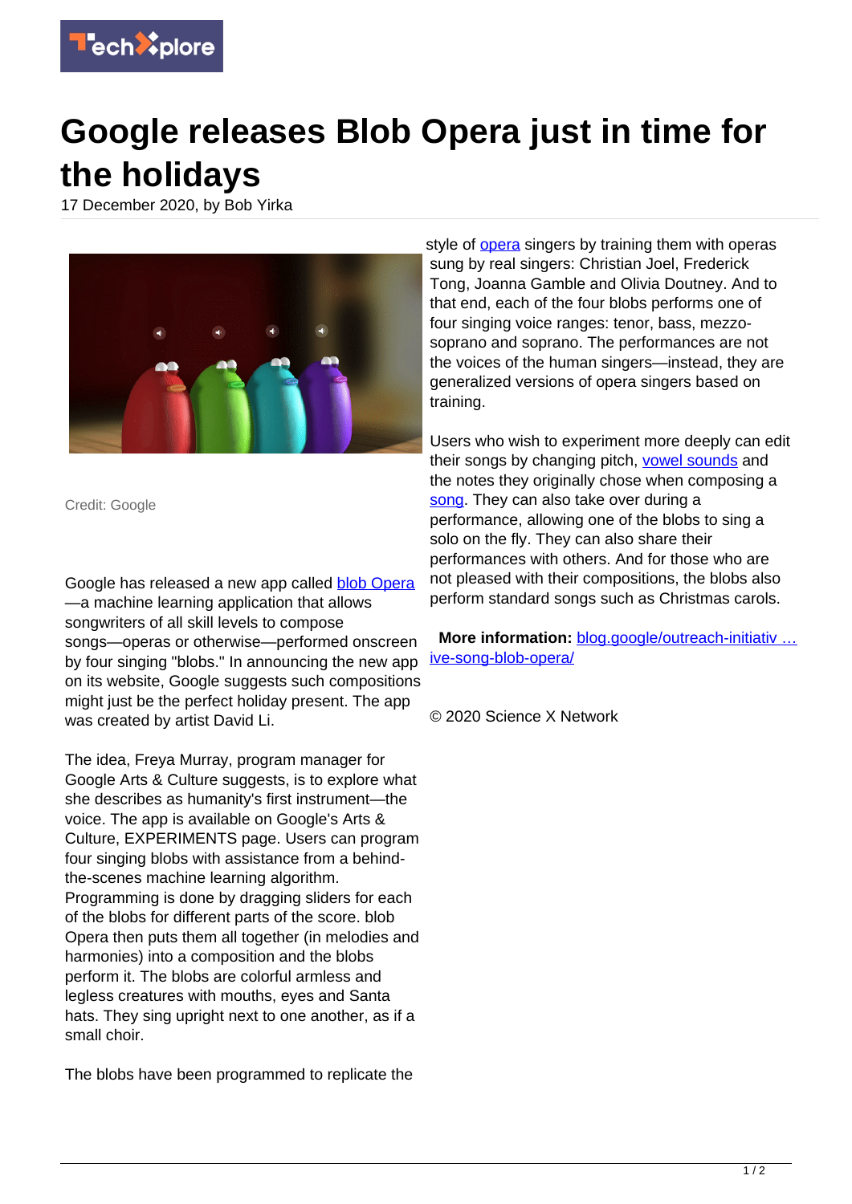# Google releases Blob Opera just in time for the holidays

17 December 2020, by Bob Yirka

Credit: Google

Google has released a new app called blob Opera—a machine learning application that allows songwriters of all skill levels to compose songs—operas or otherwise—performed onscreen by four singing "blobs." In announcing the new app on its website, Google suggests such compositions might just be the perfect holiday present. The app was created by artist David Li.

The idea, Freya Murray, program manager for Google Arts & Culture suggests, is to explore what she describes as humanity's first instrument—the voice. The app is available on Google's Arts & Culture, EXPERIMENTS page. Users can program four singing blobs with assistance from a behind-the-scenes machine learning algorithm. Programming is done by dragging sliders for each of the blobs for different parts of the score. blob Opera then puts them all together (in melodies and harmonies) into a composition and the blobs perform it. The blobs are colorful armless and legless creatures with mouths, eyes and Santa hats. They sing upright next to one another, as if a small choir.

The blobs have been programmed to replicate the style of opera singers by training them with operas sung by real singers: Christian Joel, Frederick Tong, Joanna Gamble and Olivia Doutney. And to that end, each of the four blobs performs one of four singing voice ranges: tenor, bass, mezzo-soprano and soprano. The performances are not the voices of the human singers—instead, they are generalized versions of opera singers based on training.

Users who wish to experiment more deeply can edit their songs by changing pitch, vowel sounds and the notes they originally chose when composing a song. They can also take over during a performance, allowing one of the blobs to sing a solo on the fly. They can also share their performances with others. And for those who are not pleased with their compositions, the blobs also perform standard songs such as Christmas carols.

**More information:** blog.google/outreach-initiativ … ive-song-blob-opera/

© 2020 Science X Network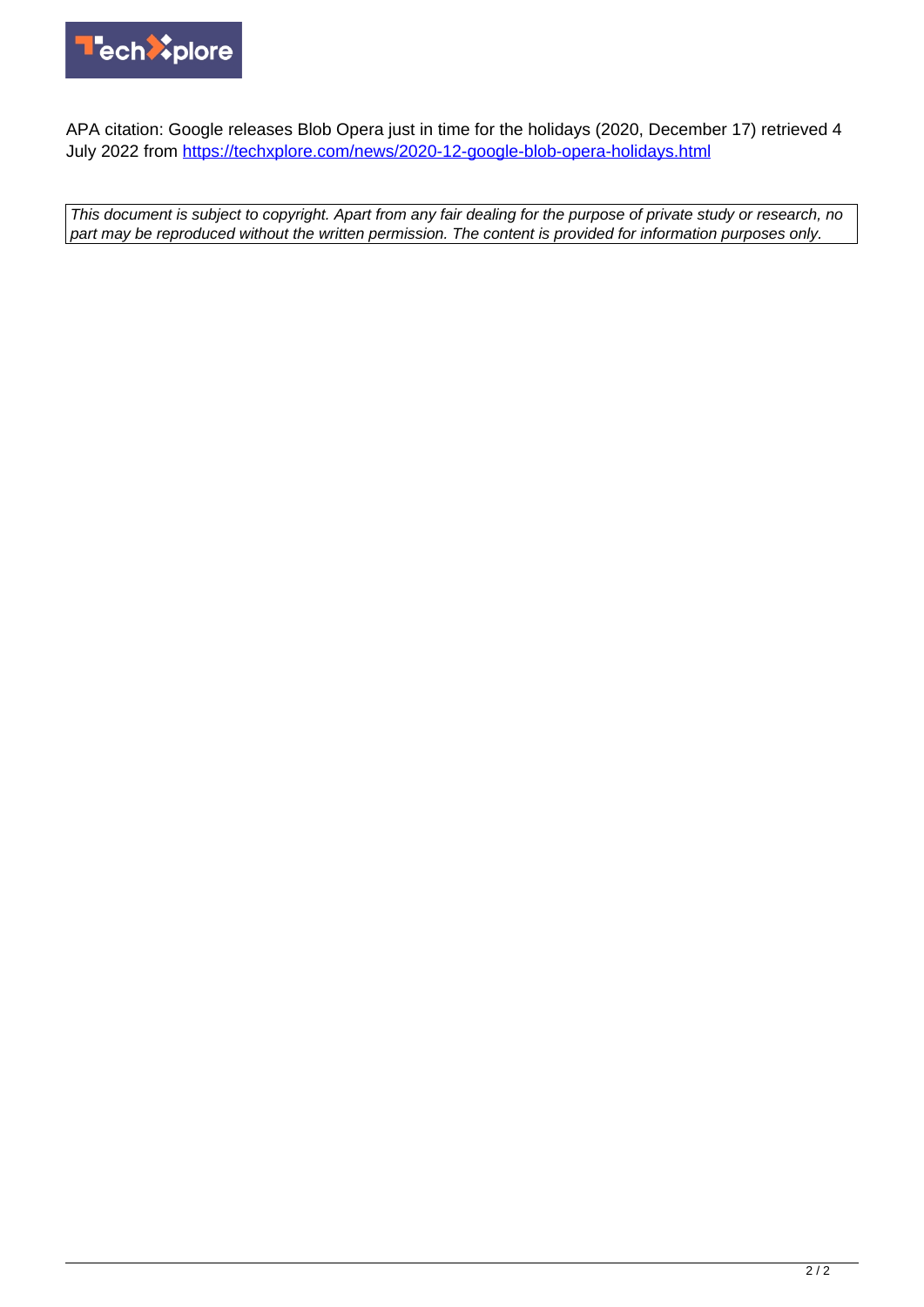APA citation: Google releases Blob Opera just in time for the holidays (2020, December 17) retrieved 4 July 2022 from https://techxplore.com/news/2020-12-google-blob-opera-holidays.html

*This document is subject to copyright. Apart from any fair dealing for the purpose of private study or research, no part may be reproduced without the written permission. The content is provided for information purposes only.*